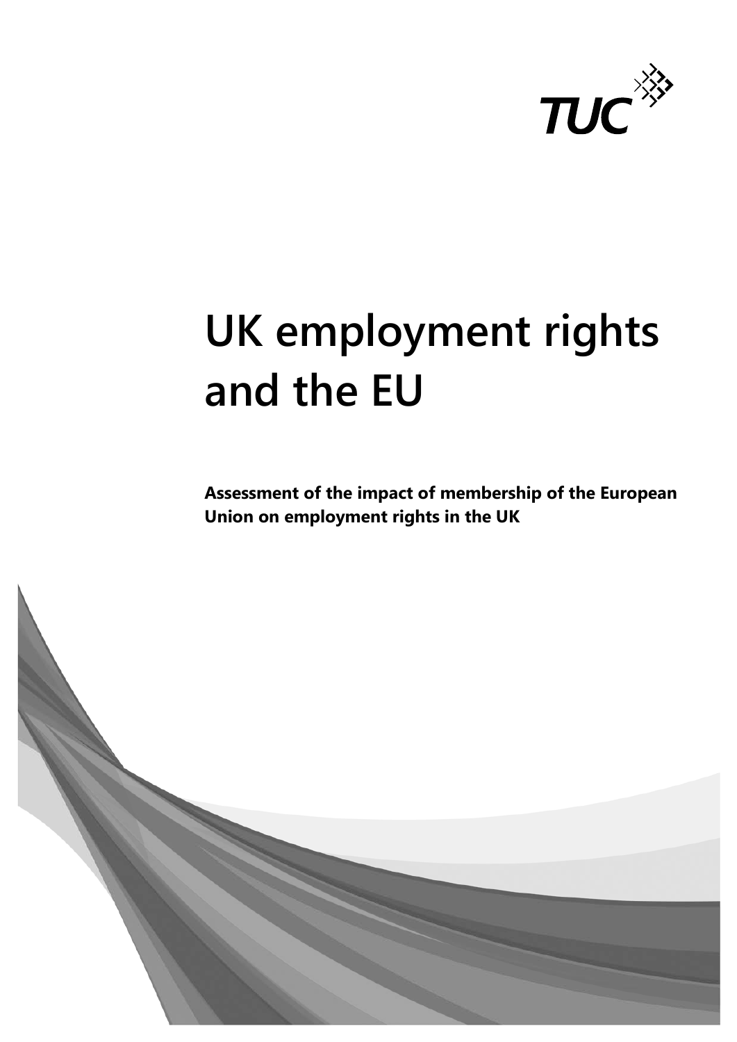TUC

# UK employment rights and the EU

**Assessment of the impact of membership of the European Union on employment rights in the UK**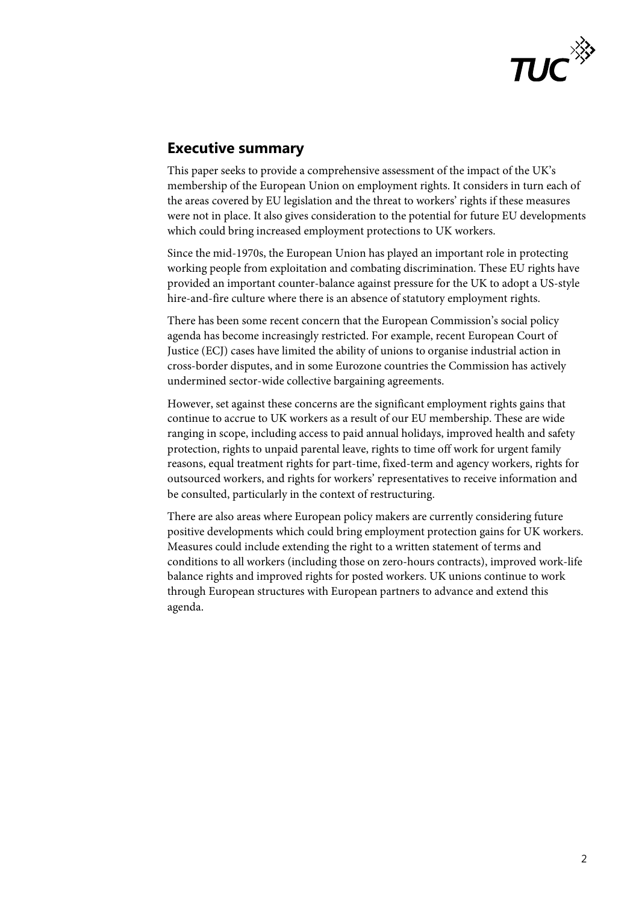## Executive summary

This paper seeks to provide a comprehensive assessment of the impact of the UK's membership of the European Union on employment rights. It considers in turn each of the areas covered by EU legislation and the threat to workers' rights if these measures were not in place. It also gives consideration to the potential for future EU developments which could bring increased employment protections to UK workers.

Since the mid-1970s, the European Union has played an important role in protecting working people from exploitation and combating discrimination. These EU rights have provided an important counter-balance against pressure for the UK to adopt a US-style hire-and-fire culture where there is an absence of statutory employment rights.

There has been some recent concern that the European Commission's social policy agenda has become increasingly restricted. For example, recent European Court of Justice (ECJ) cases have limited the ability of unions to organise industrial action in cross-border disputes, and in some Eurozone countries the Commission has actively undermined sector-wide collective bargaining agreements.

However, set against these concerns are the significant employment rights gains that continue to accrue to UK workers as a result of our EU membership. These are wide ranging in scope, including access to paid annual holidays, improved health and safety protection, rights to unpaid parental leave, rights to time off work for urgent family reasons, equal treatment rights for part-time, fixed-term and agency workers, rights for outsourced workers, and rights for workers' representatives to receive information and be consulted, particularly in the context of restructuring.

There are also areas where European policy makers are currently considering future positive developments which could bring employment protection gains for UK workers. Measures could include extending the right to a written statement of terms and conditions to all workers (including those on zero-hours contracts), improved work-life balance rights and improved rights for posted workers. UK unions continue to work through European structures with European partners to advance and extend this agenda.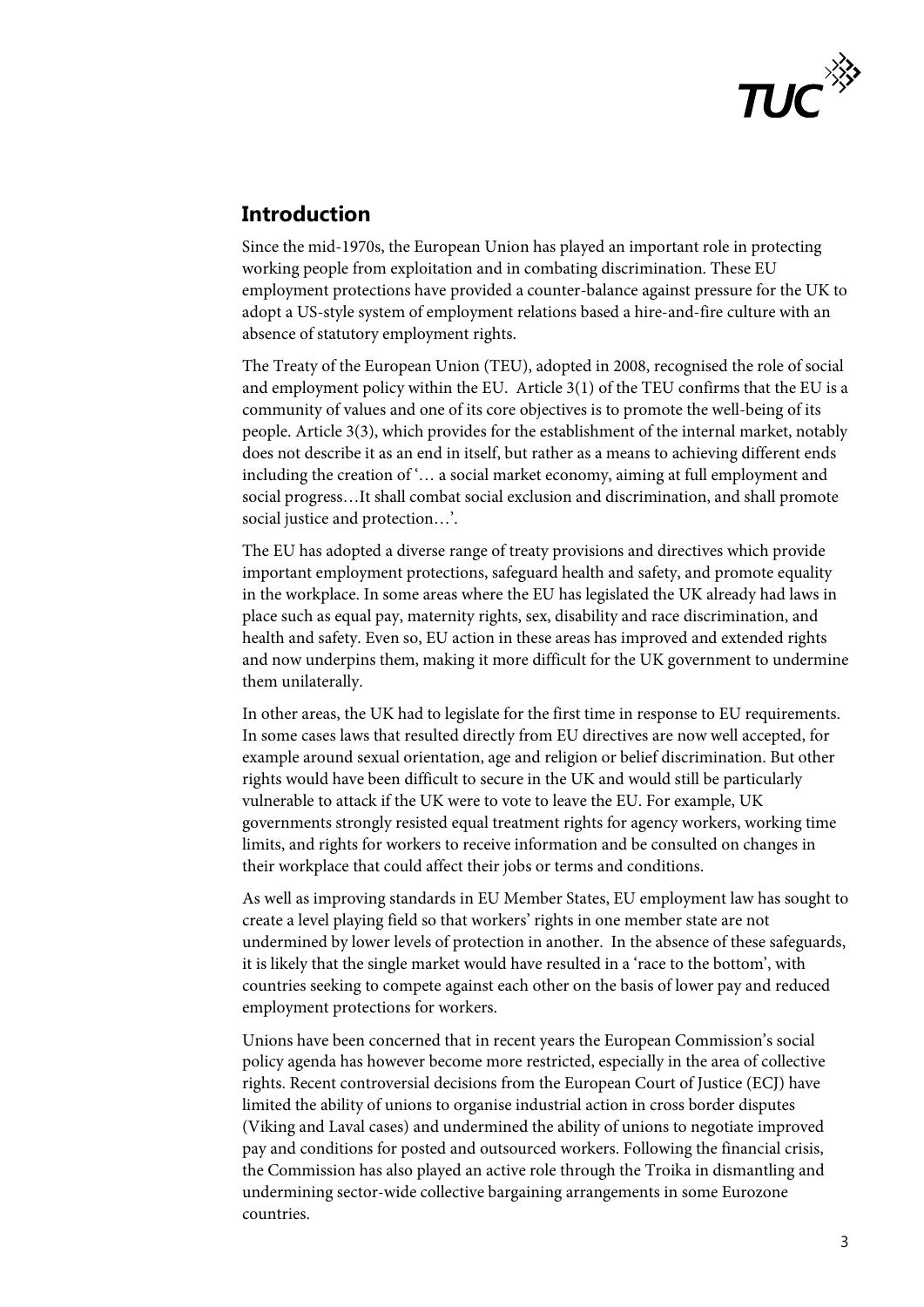## Introduction

Since the mid-1970s, the European Union has played an important role in protecting working people from exploitation and in combating discrimination. These EU employment protections have provided a counter-balance against pressure for the UK to adopt a US-style system of employment relations based a hire-and-fire culture with an absence of statutory employment rights.

The Treaty of the European Union (TEU), adopted in 2008, recognised the role of social and employment policy within the EU. Article 3(1) of the TEU confirms that the EU is a community of values and one of its core objectives is to promote the well-being of its people. Article 3(3), which provides for the establishment of the internal market, notably does not describe it as an end in itself, but rather as a means to achieving different ends including the creation of '… a social market economy, aiming at full employment and social progress…It shall combat social exclusion and discrimination, and shall promote social justice and protection…'.

The EU has adopted a diverse range of treaty provisions and directives which provide important employment protections, safeguard health and safety, and promote equality in the workplace. In some areas where the EU has legislated the UK already had laws in place such as equal pay, maternity rights, sex, disability and race discrimination, and health and safety. Even so, EU action in these areas has improved and extended rights and now underpins them, making it more difficult for the UK government to undermine them unilaterally.

In other areas, the UK had to legislate for the first time in response to EU requirements. In some cases laws that resulted directly from EU directives are now well accepted, for example around sexual orientation, age and religion or belief discrimination. But other rights would have been difficult to secure in the UK and would still be particularly vulnerable to attack if the UK were to vote to leave the EU. For example, UK governments strongly resisted equal treatment rights for agency workers, working time limits, and rights for workers to receive information and be consulted on changes in their workplace that could affect their jobs or terms and conditions.

As well as improving standards in EU Member States, EU employment law has sought to create a level playing field so that workers' rights in one member state are not undermined by lower levels of protection in another. In the absence of these safeguards, it is likely that the single market would have resulted in a 'race to the bottom', with countries seeking to compete against each other on the basis of lower pay and reduced employment protections for workers.

Unions have been concerned that in recent years the European Commission's social policy agenda has however become more restricted, especially in the area of collective rights. Recent controversial decisions from the European Court of Justice (ECJ) have limited the ability of unions to organise industrial action in cross border disputes (Viking and Laval cases) and undermined the ability of unions to negotiate improved pay and conditions for posted and outsourced workers. Following the financial crisis, the Commission has also played an active role through the Troika in dismantling and undermining sector-wide collective bargaining arrangements in some Eurozone countries.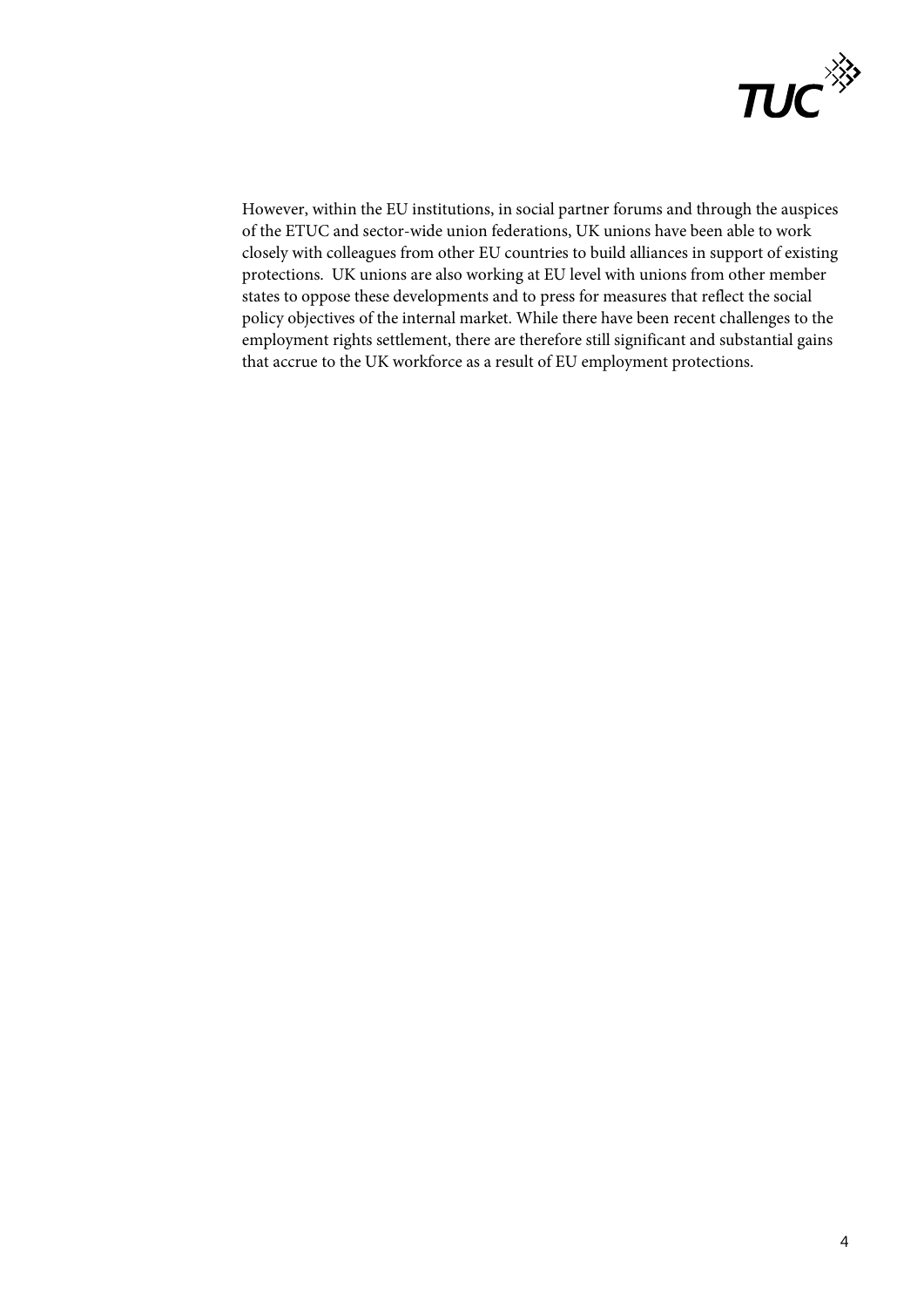However, within the EU institutions, in social partner forums and through the auspices of the ETUC and sector-wide union federations, UK unions have been able to work closely with colleagues from other EU countries to build alliances in support of existing protections. UK unions are also working at EU level with unions from other member states to oppose these developments and to press for measures that reflect the social policy objectives of the internal market. While there have been recent challenges to the employment rights settlement, there are therefore still significant and substantial gains that accrue to the UK workforce as a result of EU employment protections.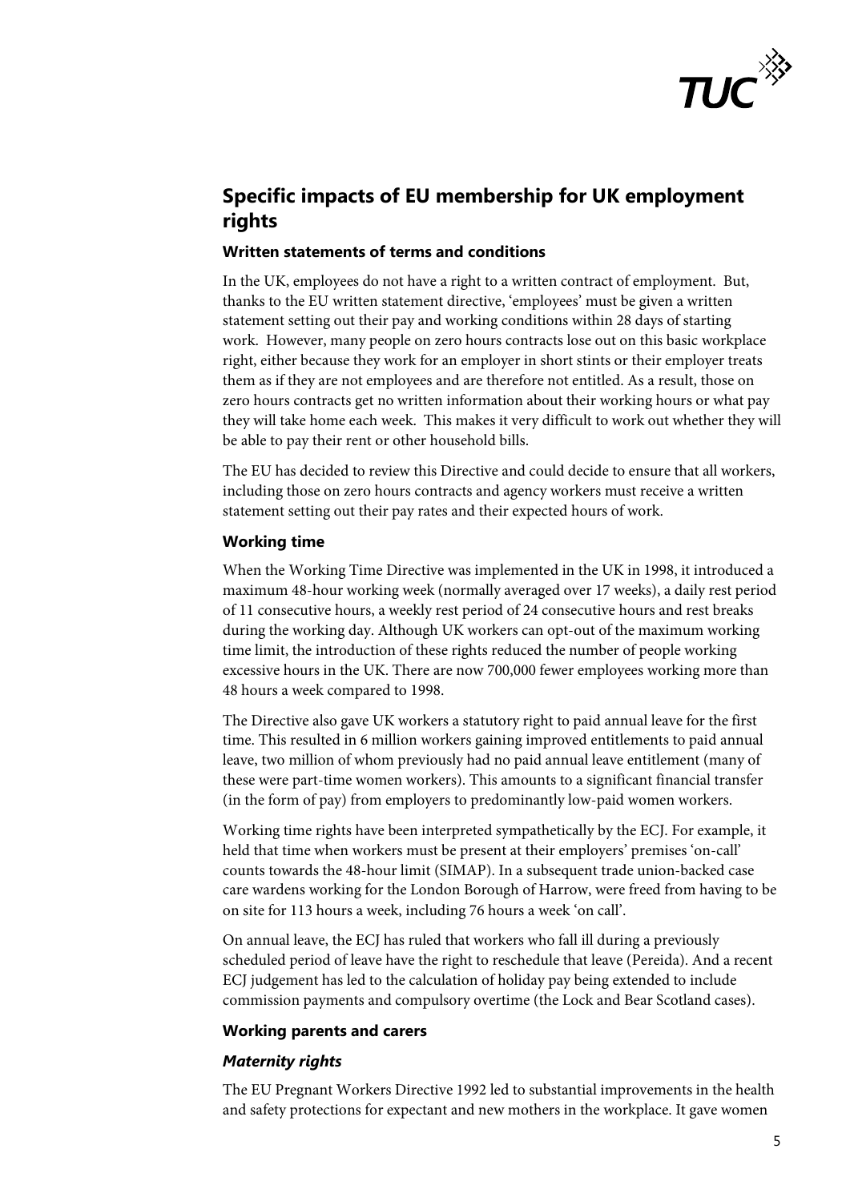## Specific impacts of EU membership for UK employment rights

### Written statements of terms and conditions

In the UK, employees do not have a right to a written contract of employment. But, thanks to the EU written statement directive, 'employees' must be given a written statement setting out their pay and working conditions within 28 days of starting work. However, many people on zero hours contracts lose out on this basic workplace right, either because they work for an employer in short stints or their employer treats them as if they are not employees and are therefore not entitled. As a result, those on zero hours contracts get no written information about their working hours or what pay they will take home each week. This makes it very difficult to work out whether they will be able to pay their rent or other household bills.

The EU has decided to review this Directive and could decide to ensure that all workers, including those on zero hours contracts and agency workers must receive a written statement setting out their pay rates and their expected hours of work.

### Working time

When the Working Time Directive was implemented in the UK in 1998, it introduced a maximum 48-hour working week (normally averaged over 17 weeks), a daily rest period of 11 consecutive hours, a weekly rest period of 24 consecutive hours and rest breaks during the working day. Although UK workers can opt-out of the maximum working time limit, the introduction of these rights reduced the number of people working excessive hours in the UK. There are now 700,000 fewer employees working more than 48 hours a week compared to 1998.

The Directive also gave UK workers a statutory right to paid annual leave for the first time. This resulted in 6 million workers gaining improved entitlements to paid annual leave, two million of whom previously had no paid annual leave entitlement (many of these were part-time women workers). This amounts to a significant financial transfer (in the form of pay) from employers to predominantly low-paid women workers.

Working time rights have been interpreted sympathetically by the ECJ. For example, it held that time when workers must be present at their employers' premises 'on-call' counts towards the 48-hour limit (SIMAP). In a subsequent trade union-backed case care wardens working for the London Borough of Harrow, were freed from having to be on site for 113 hours a week, including 76 hours a week 'on call'.

On annual leave, the ECJ has ruled that workers who fall ill during a previously scheduled period of leave have the right to reschedule that leave (Pereida). And a recent ECJ judgement has led to the calculation of holiday pay being extended to include commission payments and compulsory overtime (the Lock and Bear Scotland cases).

### Working parents and carers

#### *Maternity rights*

The EU Pregnant Workers Directive 1992 led to substantial improvements in the health and safety protections for expectant and new mothers in the workplace. It gave women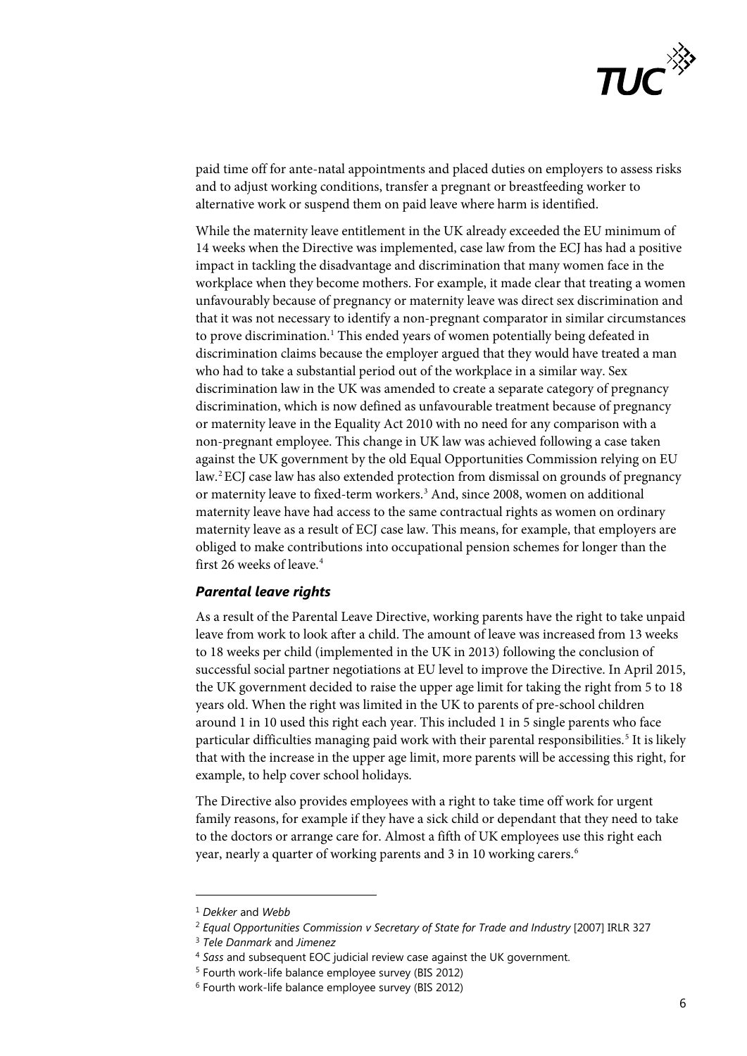paid time off for ante-natal appointments and placed duties on employers to assess risks and to adjust working conditions, transfer a pregnant or breastfeeding worker to alternative work or suspend them on paid leave where harm is identified.

While the maternity leave entitlement in the UK already exceeded the EU minimum of 14 weeks when the Directive was implemented, case law from the ECJ has had a positive impact in tackling the disadvantage and discrimination that many women face in the workplace when they become mothers. For example, it made clear that treating a women unfavourably because of pregnancy or maternity leave was direct sex discrimination and that it was not necessary to identify a non-pregnant comparator in similar circumstances to prove discrimination.[1] This ended years of women potentially being defeated in discrimination claims because the employer argued that they would have treated a man who had to take a substantial period out of the workplace in a similar way. Sex discrimination law in the UK was amended to create a separate category of pregnancy discrimination, which is now defined as unfavourable treatment because of pregnancy or maternity leave in the Equality Act 2010 with no need for any comparison with a non-pregnant employee. This change in UK law was achieved following a case taken against the UK government by the old Equal Opportunities Commission relying on EU law.[2] ECJ case law has also extended protection from dismissal on grounds of pregnancy or maternity leave to fixed-term workers.[3] And, since 2008, women on additional maternity leave have had access to the same contractual rights as women on ordinary maternity leave as a result of ECJ case law. This means, for example, that employers are obliged to make contributions into occupational pension schemes for longer than the first 26 weeks of leave.[4]

### *Parental leave rights*

As a result of the Parental Leave Directive, working parents have the right to take unpaid leave from work to look after a child. The amount of leave was increased from 13 weeks to 18 weeks per child (implemented in the UK in 2013) following the conclusion of successful social partner negotiations at EU level to improve the Directive. In April 2015, the UK government decided to raise the upper age limit for taking the right from 5 to 18 years old. When the right was limited in the UK to parents of pre-school children around 1 in 10 used this right each year. This included 1 in 5 single parents who face particular difficulties managing paid work with their parental responsibilities.[5] It is likely that with the increase in the upper age limit, more parents will be accessing this right, for example, to help cover school holidays.

The Directive also provides employees with a right to take time off work for urgent family reasons, for example if they have a sick child or dependant that they need to take to the doctors or arrange care for. Almost a fifth of UK employees use this right each year, nearly a quarter of working parents and 3 in 10 working carers.[6]

---

[1] *Dekker* and *Webb*

[2] *Equal Opportunities Commission v Secretary of State for Trade and Industry* [2007] IRLR 327

[3] *Tele Danmark* and *Jimenez*

[4] *Sass* and subsequent EOC judicial review case against the UK government.

[5] Fourth work-life balance employee survey (BIS 2012)

[6] Fourth work-life balance employee survey (BIS 2012)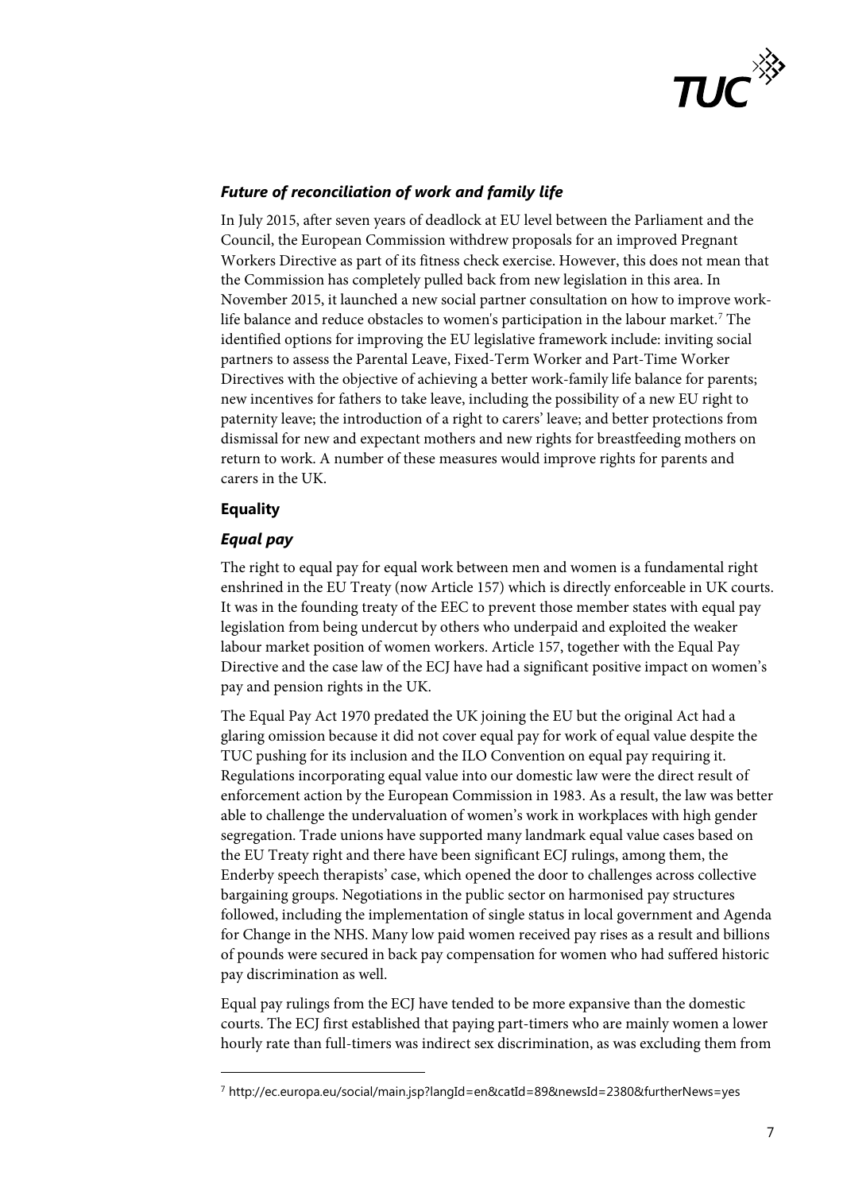### *Future of reconciliation of work and family life*

In July 2015, after seven years of deadlock at EU level between the Parliament and the Council, the European Commission withdrew proposals for an improved Pregnant Workers Directive as part of its fitness check exercise. However, this does not mean that the Commission has completely pulled back from new legislation in this area. In November 2015, it launched a new social partner consultation on how to improve work-life balance and reduce obstacles to women's participation in the labour market.[7] The identified options for improving the EU legislative framework include: inviting social partners to assess the Parental Leave, Fixed-Term Worker and Part-Time Worker Directives with the objective of achieving a better work-family life balance for parents; new incentives for fathers to take leave, including the possibility of a new EU right to paternity leave; the introduction of a right to carers' leave; and better protections from dismissal for new and expectant mothers and new rights for breastfeeding mothers on return to work. A number of these measures would improve rights for parents and carers in the UK.

## Equality

### *Equal pay*

The right to equal pay for equal work between men and women is a fundamental right enshrined in the EU Treaty (now Article 157) which is directly enforceable in UK courts. It was in the founding treaty of the EEC to prevent those member states with equal pay legislation from being undercut by others who underpaid and exploited the weaker labour market position of women workers. Article 157, together with the Equal Pay Directive and the case law of the ECJ have had a significant positive impact on women's pay and pension rights in the UK.

The Equal Pay Act 1970 predated the UK joining the EU but the original Act had a glaring omission because it did not cover equal pay for work of equal value despite the TUC pushing for its inclusion and the ILO Convention on equal pay requiring it. Regulations incorporating equal value into our domestic law were the direct result of enforcement action by the European Commission in 1983. As a result, the law was better able to challenge the undervaluation of women's work in workplaces with high gender segregation. Trade unions have supported many landmark equal value cases based on the EU Treaty right and there have been significant ECJ rulings, among them, the Enderby speech therapists' case, which opened the door to challenges across collective bargaining groups. Negotiations in the public sector on harmonised pay structures followed, including the implementation of single status in local government and Agenda for Change in the NHS. Many low paid women received pay rises as a result and billions of pounds were secured in back pay compensation for women who had suffered historic pay discrimination as well.

Equal pay rulings from the ECJ have tended to be more expansive than the domestic courts. The ECJ first established that paying part-timers who are mainly women a lower hourly rate than full-timers was indirect sex discrimination, as was excluding them from

---

[7] http://ec.europa.eu/social/main.jsp?langId=en&catId=89&newsId=2380&furtherNews=yes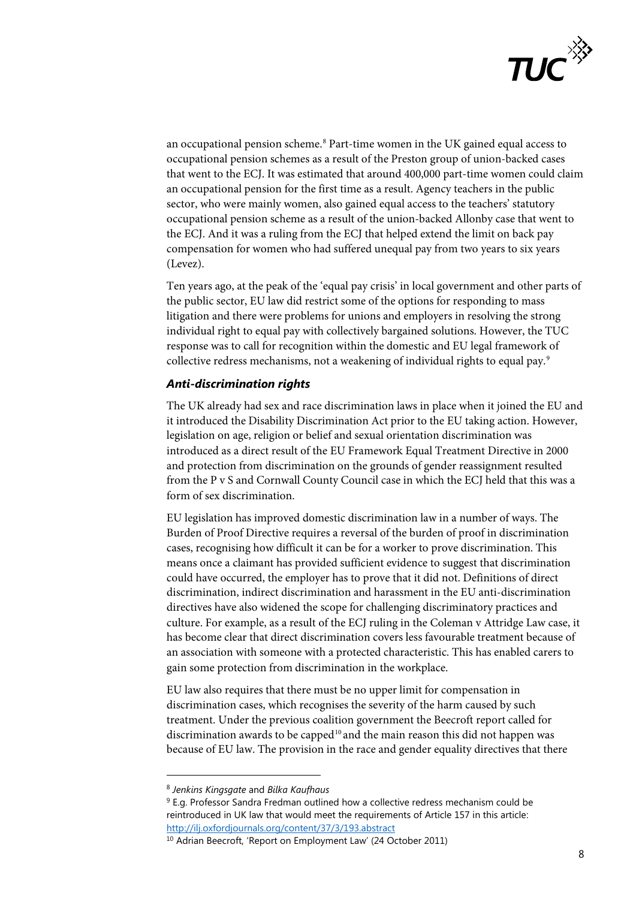an occupational pension scheme.[8] Part-time women in the UK gained equal access to occupational pension schemes as a result of the Preston group of union-backed cases that went to the ECJ. It was estimated that around 400,000 part-time women could claim an occupational pension for the first time as a result. Agency teachers in the public sector, who were mainly women, also gained equal access to the teachers' statutory occupational pension scheme as a result of the union-backed Allonby case that went to the ECJ. And it was a ruling from the ECJ that helped extend the limit on back pay compensation for women who had suffered unequal pay from two years to six years (Levez).

Ten years ago, at the peak of the 'equal pay crisis' in local government and other parts of the public sector, EU law did restrict some of the options for responding to mass litigation and there were problems for unions and employers in resolving the strong individual right to equal pay with collectively bargained solutions. However, the TUC response was to call for recognition within the domestic and EU legal framework of collective redress mechanisms, not a weakening of individual rights to equal pay.[9]

### *Anti-discrimination rights*

The UK already had sex and race discrimination laws in place when it joined the EU and it introduced the Disability Discrimination Act prior to the EU taking action. However, legislation on age, religion or belief and sexual orientation discrimination was introduced as a direct result of the EU Framework Equal Treatment Directive in 2000 and protection from discrimination on the grounds of gender reassignment resulted from the P v S and Cornwall County Council case in which the ECJ held that this was a form of sex discrimination.

EU legislation has improved domestic discrimination law in a number of ways. The Burden of Proof Directive requires a reversal of the burden of proof in discrimination cases, recognising how difficult it can be for a worker to prove discrimination. This means once a claimant has provided sufficient evidence to suggest that discrimination could have occurred, the employer has to prove that it did not. Definitions of direct discrimination, indirect discrimination and harassment in the EU anti-discrimination directives have also widened the scope for challenging discriminatory practices and culture. For example, as a result of the ECJ ruling in the Coleman v Attridge Law case, it has become clear that direct discrimination covers less favourable treatment because of an association with someone with a protected characteristic. This has enabled carers to gain some protection from discrimination in the workplace.

EU law also requires that there must be no upper limit for compensation in discrimination cases, which recognises the severity of the harm caused by such treatment. Under the previous coalition government the Beecroft report called for discrimination awards to be capped[10] and the main reason this did not happen was because of EU law. The provision in the race and gender equality directives that there

---

[8] *Jenkins Kingsgate* and *Bilka Kaufhaus*

[9] E.g. Professor Sandra Fredman outlined how a collective redress mechanism could be reintroduced in UK law that would meet the requirements of Article 157 in this article: http://ilj.oxfordjournals.org/content/37/3/193.abstract

[10] Adrian Beecroft, 'Report on Employment Law' (24 October 2011)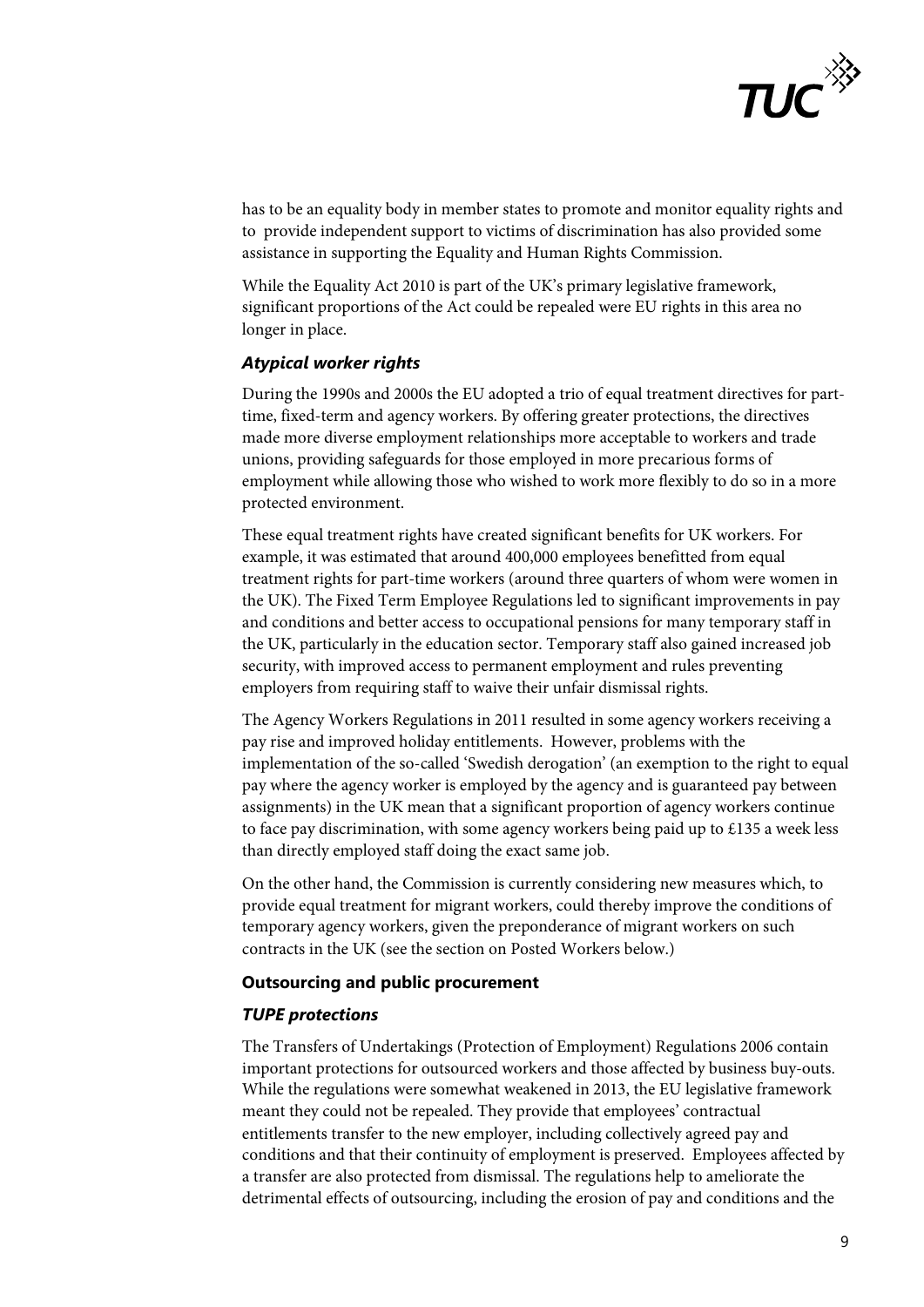has to be an equality body in member states to promote and monitor equality rights and to provide independent support to victims of discrimination has also provided some assistance in supporting the Equality and Human Rights Commission.

While the Equality Act 2010 is part of the UK's primary legislative framework, significant proportions of the Act could be repealed were EU rights in this area no longer in place.

#### *Atypical worker rights*

During the 1990s and 2000s the EU adopted a trio of equal treatment directives for part-time, fixed-term and agency workers. By offering greater protections, the directives made more diverse employment relationships more acceptable to workers and trade unions, providing safeguards for those employed in more precarious forms of employment while allowing those who wished to work more flexibly to do so in a more protected environment.

These equal treatment rights have created significant benefits for UK workers. For example, it was estimated that around 400,000 employees benefitted from equal treatment rights for part-time workers (around three quarters of whom were women in the UK). The Fixed Term Employee Regulations led to significant improvements in pay and conditions and better access to occupational pensions for many temporary staff in the UK, particularly in the education sector. Temporary staff also gained increased job security, with improved access to permanent employment and rules preventing employers from requiring staff to waive their unfair dismissal rights.

The Agency Workers Regulations in 2011 resulted in some agency workers receiving a pay rise and improved holiday entitlements. However, problems with the implementation of the so-called 'Swedish derogation' (an exemption to the right to equal pay where the agency worker is employed by the agency and is guaranteed pay between assignments) in the UK mean that a significant proportion of agency workers continue to face pay discrimination, with some agency workers being paid up to £135 a week less than directly employed staff doing the exact same job.

On the other hand, the Commission is currently considering new measures which, to provide equal treatment for migrant workers, could thereby improve the conditions of temporary agency workers, given the preponderance of migrant workers on such contracts in the UK (see the section on Posted Workers below.)

### Outsourcing and public procurement

#### *TUPE protections*

The Transfers of Undertakings (Protection of Employment) Regulations 2006 contain important protections for outsourced workers and those affected by business buy-outs. While the regulations were somewhat weakened in 2013, the EU legislative framework meant they could not be repealed. They provide that employees' contractual entitlements transfer to the new employer, including collectively agreed pay and conditions and that their continuity of employment is preserved. Employees affected by a transfer are also protected from dismissal. The regulations help to ameliorate the detrimental effects of outsourcing, including the erosion of pay and conditions and the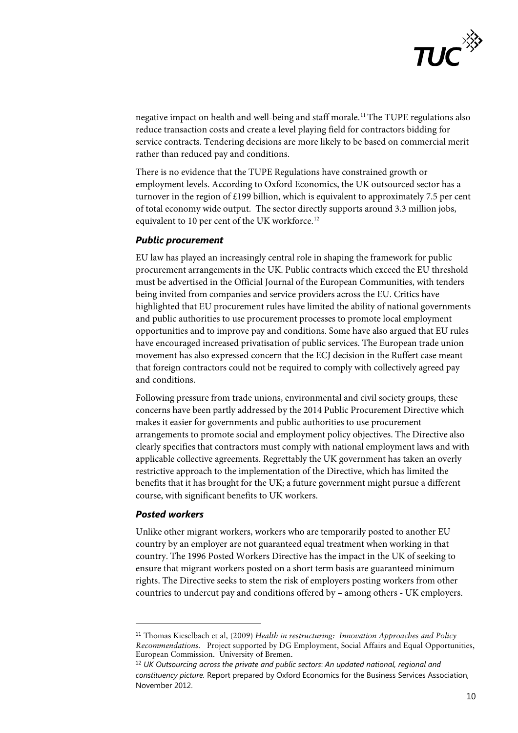negative impact on health and well-being and staff morale.[11] The TUPE regulations also reduce transaction costs and create a level playing field for contractors bidding for service contracts. Tendering decisions are more likely to be based on commercial merit rather than reduced pay and conditions.

There is no evidence that the TUPE Regulations have constrained growth or employment levels. According to Oxford Economics, the UK outsourced sector has a turnover in the region of £199 billion, which is equivalent to approximately 7.5 per cent of total economy wide output. The sector directly supports around 3.3 million jobs, equivalent to 10 per cent of the UK workforce.[12]

### *Public procurement*

EU law has played an increasingly central role in shaping the framework for public procurement arrangements in the UK. Public contracts which exceed the EU threshold must be advertised in the Official Journal of the European Communities, with tenders being invited from companies and service providers across the EU. Critics have highlighted that EU procurement rules have limited the ability of national governments and public authorities to use procurement processes to promote local employment opportunities and to improve pay and conditions. Some have also argued that EU rules have encouraged increased privatisation of public services. The European trade union movement has also expressed concern that the ECJ decision in the Ruffert case meant that foreign contractors could not be required to comply with collectively agreed pay and conditions.

Following pressure from trade unions, environmental and civil society groups, these concerns have been partly addressed by the 2014 Public Procurement Directive which makes it easier for governments and public authorities to use procurement arrangements to promote social and employment policy objectives. The Directive also clearly specifies that contractors must comply with national employment laws and with applicable collective agreements. Regrettably the UK government has taken an overly restrictive approach to the implementation of the Directive, which has limited the benefits that it has brought for the UK; a future government might pursue a different course, with significant benefits to UK workers.

### *Posted workers*

Unlike other migrant workers, workers who are temporarily posted to another EU country by an employer are not guaranteed equal treatment when working in that country. The 1996 Posted Workers Directive has the impact in the UK of seeking to ensure that migrant workers posted on a short term basis are guaranteed minimum rights. The Directive seeks to stem the risk of employers posting workers from other countries to undercut pay and conditions offered by – among others - UK employers.

---

[11] Thomas Kieselbach et al, (2009) *Health in restructuring: Innovation Approaches and Policy Recommendations*. Project supported by DG Employment, Social Affairs and Equal Opportunities, European Commission. University of Bremen.

[12] *UK Outsourcing across the private and public sectors: An updated national, regional and constituency picture.* Report prepared by Oxford Economics for the Business Services Association, November 2012.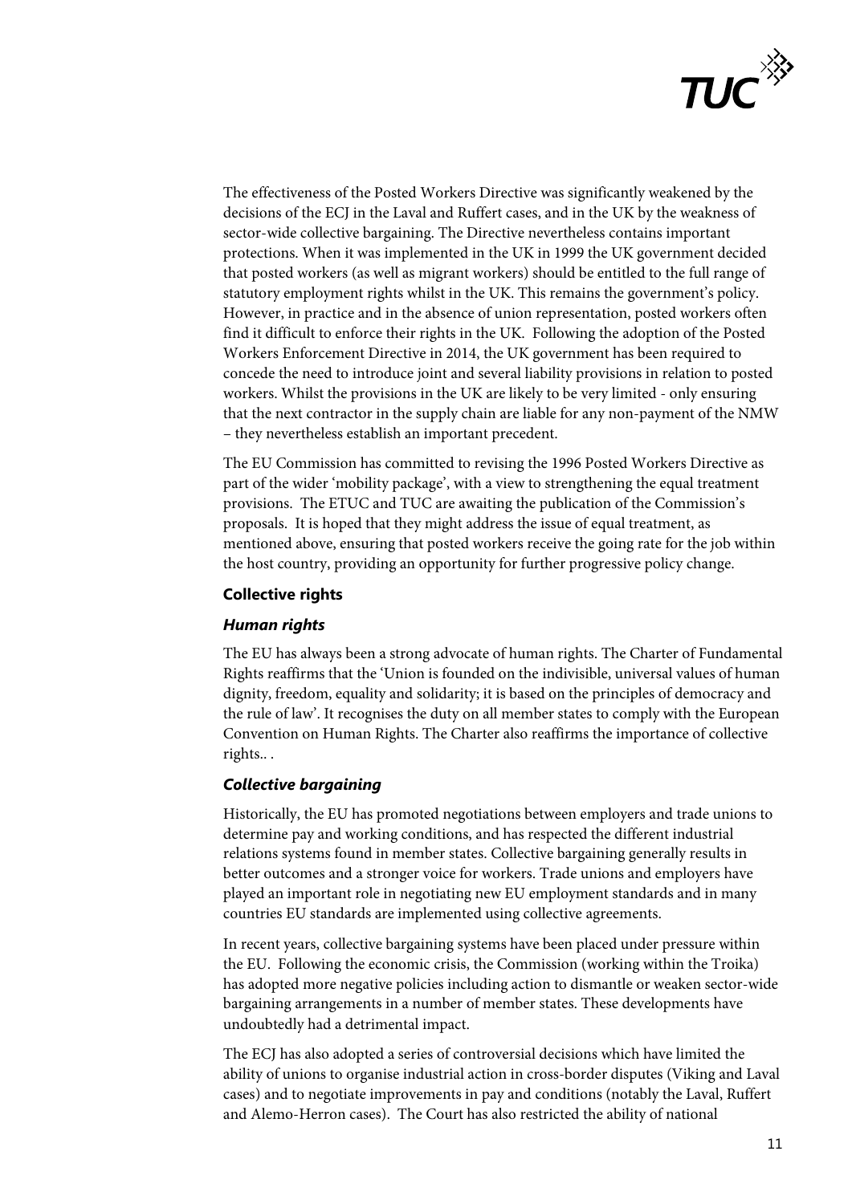The effectiveness of the Posted Workers Directive was significantly weakened by the decisions of the ECJ in the Laval and Ruffert cases, and in the UK by the weakness of sector-wide collective bargaining. The Directive nevertheless contains important protections. When it was implemented in the UK in 1999 the UK government decided that posted workers (as well as migrant workers) should be entitled to the full range of statutory employment rights whilst in the UK. This remains the government's policy. However, in practice and in the absence of union representation, posted workers often find it difficult to enforce their rights in the UK. Following the adoption of the Posted Workers Enforcement Directive in 2014, the UK government has been required to concede the need to introduce joint and several liability provisions in relation to posted workers. Whilst the provisions in the UK are likely to be very limited - only ensuring that the next contractor in the supply chain are liable for any non-payment of the NMW – they nevertheless establish an important precedent.

The EU Commission has committed to revising the 1996 Posted Workers Directive as part of the wider 'mobility package', with a view to strengthening the equal treatment provisions. The ETUC and TUC are awaiting the publication of the Commission's proposals. It is hoped that they might address the issue of equal treatment, as mentioned above, ensuring that posted workers receive the going rate for the job within the host country, providing an opportunity for further progressive policy change.

### Collective rights

#### *Human rights*

The EU has always been a strong advocate of human rights. The Charter of Fundamental Rights reaffirms that the 'Union is founded on the indivisible, universal values of human dignity, freedom, equality and solidarity; it is based on the principles of democracy and the rule of law'. It recognises the duty on all member states to comply with the European Convention on Human Rights. The Charter also reaffirms the importance of collective rights.. .

#### *Collective bargaining*

Historically, the EU has promoted negotiations between employers and trade unions to determine pay and working conditions, and has respected the different industrial relations systems found in member states. Collective bargaining generally results in better outcomes and a stronger voice for workers. Trade unions and employers have played an important role in negotiating new EU employment standards and in many countries EU standards are implemented using collective agreements.

In recent years, collective bargaining systems have been placed under pressure within the EU. Following the economic crisis, the Commission (working within the Troika) has adopted more negative policies including action to dismantle or weaken sector-wide bargaining arrangements in a number of member states. These developments have undoubtedly had a detrimental impact.

The ECJ has also adopted a series of controversial decisions which have limited the ability of unions to organise industrial action in cross-border disputes (Viking and Laval cases) and to negotiate improvements in pay and conditions (notably the Laval, Ruffert and Alemo-Herron cases). The Court has also restricted the ability of national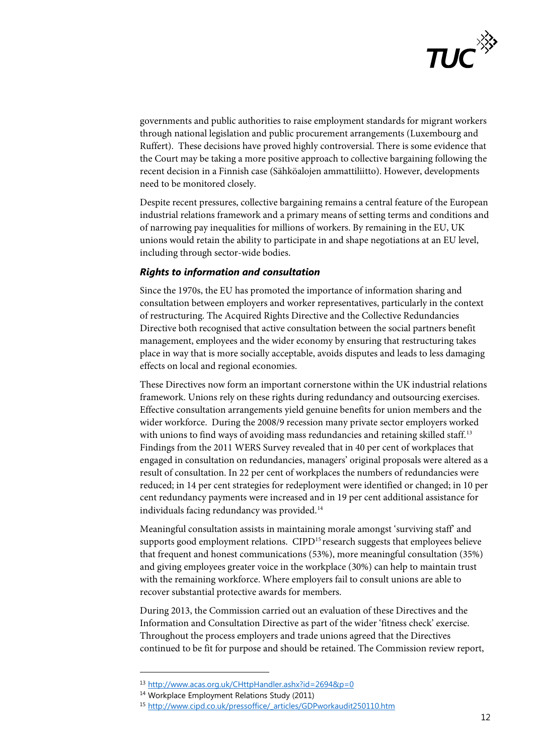governments and public authorities to raise employment standards for migrant workers through national legislation and public procurement arrangements (Luxembourg and Ruffert). These decisions have proved highly controversial. There is some evidence that the Court may be taking a more positive approach to collective bargaining following the recent decision in a Finnish case (Sähköalojen ammattiliitto). However, developments need to be monitored closely.

Despite recent pressures, collective bargaining remains a central feature of the European industrial relations framework and a primary means of setting terms and conditions and of narrowing pay inequalities for millions of workers. By remaining in the EU, UK unions would retain the ability to participate in and shape negotiations at an EU level, including through sector-wide bodies.

### *Rights to information and consultation*

Since the 1970s, the EU has promoted the importance of information sharing and consultation between employers and worker representatives, particularly in the context of restructuring. The Acquired Rights Directive and the Collective Redundancies Directive both recognised that active consultation between the social partners benefit management, employees and the wider economy by ensuring that restructuring takes place in way that is more socially acceptable, avoids disputes and leads to less damaging effects on local and regional economies.

These Directives now form an important cornerstone within the UK industrial relations framework. Unions rely on these rights during redundancy and outsourcing exercises. Effective consultation arrangements yield genuine benefits for union members and the wider workforce. During the 2008/9 recession many private sector employers worked with unions to find ways of avoiding mass redundancies and retaining skilled staff.[13] Findings from the 2011 WERS Survey revealed that in 40 per cent of workplaces that engaged in consultation on redundancies, managers' original proposals were altered as a result of consultation. In 22 per cent of workplaces the numbers of redundancies were reduced; in 14 per cent strategies for redeployment were identified or changed; in 10 per cent redundancy payments were increased and in 19 per cent additional assistance for individuals facing redundancy was provided.[14]

Meaningful consultation assists in maintaining morale amongst 'surviving staff' and supports good employment relations. CIPD[15] research suggests that employees believe that frequent and honest communications (53%), more meaningful consultation (35%) and giving employees greater voice in the workplace (30%) can help to maintain trust with the remaining workforce. Where employers fail to consult unions are able to recover substantial protective awards for members.

During 2013, the Commission carried out an evaluation of these Directives and the Information and Consultation Directive as part of the wider 'fitness check' exercise. Throughout the process employers and trade unions agreed that the Directives continued to be fit for purpose and should be retained. The Commission review report,

---

[13] http://www.acas.org.uk/CHttpHandler.ashx?id=2694&p=0

[14] Workplace Employment Relations Study (2011)

[15] http://www.cipd.co.uk/pressoffice/_articles/GDPworkaudit250110.htm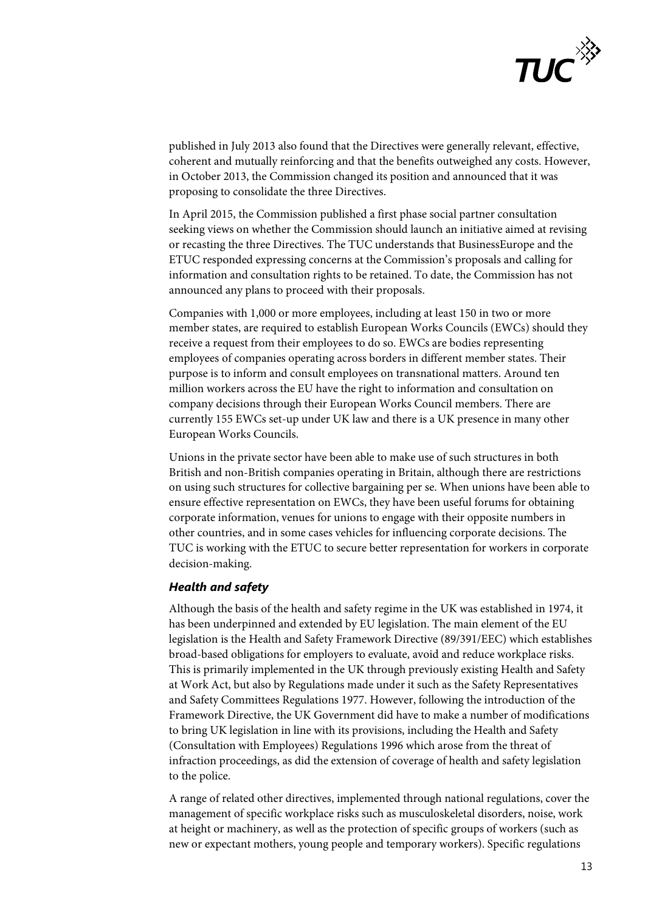published in July 2013 also found that the Directives were generally relevant, effective, coherent and mutually reinforcing and that the benefits outweighed any costs. However, in October 2013, the Commission changed its position and announced that it was proposing to consolidate the three Directives.

In April 2015, the Commission published a first phase social partner consultation seeking views on whether the Commission should launch an initiative aimed at revising or recasting the three Directives. The TUC understands that BusinessEurope and the ETUC responded expressing concerns at the Commission's proposals and calling for information and consultation rights to be retained. To date, the Commission has not announced any plans to proceed with their proposals.

Companies with 1,000 or more employees, including at least 150 in two or more member states, are required to establish European Works Councils (EWCs) should they receive a request from their employees to do so. EWCs are bodies representing employees of companies operating across borders in different member states. Their purpose is to inform and consult employees on transnational matters. Around ten million workers across the EU have the right to information and consultation on company decisions through their European Works Council members. There are currently 155 EWCs set-up under UK law and there is a UK presence in many other European Works Councils.

Unions in the private sector have been able to make use of such structures in both British and non-British companies operating in Britain, although there are restrictions on using such structures for collective bargaining per se. When unions have been able to ensure effective representation on EWCs, they have been useful forums for obtaining corporate information, venues for unions to engage with their opposite numbers in other countries, and in some cases vehicles for influencing corporate decisions. The TUC is working with the ETUC to secure better representation for workers in corporate decision-making.

### *Health and safety*

Although the basis of the health and safety regime in the UK was established in 1974, it has been underpinned and extended by EU legislation. The main element of the EU legislation is the Health and Safety Framework Directive (89/391/EEC) which establishes broad-based obligations for employers to evaluate, avoid and reduce workplace risks. This is primarily implemented in the UK through previously existing Health and Safety at Work Act, but also by Regulations made under it such as the Safety Representatives and Safety Committees Regulations 1977. However, following the introduction of the Framework Directive, the UK Government did have to make a number of modifications to bring UK legislation in line with its provisions, including the Health and Safety (Consultation with Employees) Regulations 1996 which arose from the threat of infraction proceedings, as did the extension of coverage of health and safety legislation to the police.

A range of related other directives, implemented through national regulations, cover the management of specific workplace risks such as musculoskeletal disorders, noise, work at height or machinery, as well as the protection of specific groups of workers (such as new or expectant mothers, young people and temporary workers). Specific regulations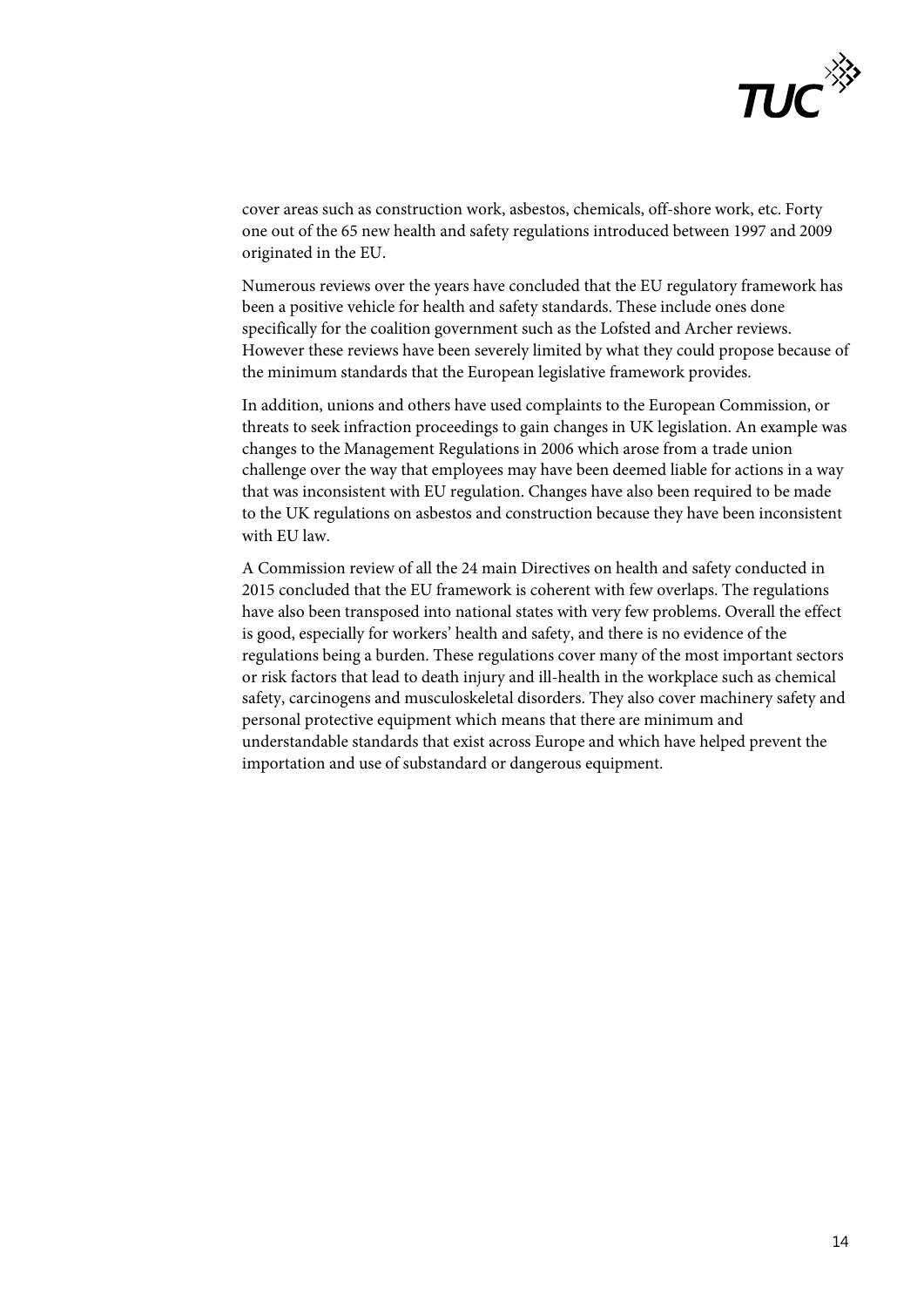cover areas such as construction work, asbestos, chemicals, off-shore work, etc. Forty one out of the 65 new health and safety regulations introduced between 1997 and 2009 originated in the EU.

Numerous reviews over the years have concluded that the EU regulatory framework has been a positive vehicle for health and safety standards. These include ones done specifically for the coalition government such as the Lofsted and Archer reviews. However these reviews have been severely limited by what they could propose because of the minimum standards that the European legislative framework provides.

In addition, unions and others have used complaints to the European Commission, or threats to seek infraction proceedings to gain changes in UK legislation. An example was changes to the Management Regulations in 2006 which arose from a trade union challenge over the way that employees may have been deemed liable for actions in a way that was inconsistent with EU regulation. Changes have also been required to be made to the UK regulations on asbestos and construction because they have been inconsistent with EU law.

A Commission review of all the 24 main Directives on health and safety conducted in 2015 concluded that the EU framework is coherent with few overlaps. The regulations have also been transposed into national states with very few problems. Overall the effect is good, especially for workers' health and safety, and there is no evidence of the regulations being a burden. These regulations cover many of the most important sectors or risk factors that lead to death injury and ill-health in the workplace such as chemical safety, carcinogens and musculoskeletal disorders. They also cover machinery safety and personal protective equipment which means that there are minimum and understandable standards that exist across Europe and which have helped prevent the importation and use of substandard or dangerous equipment.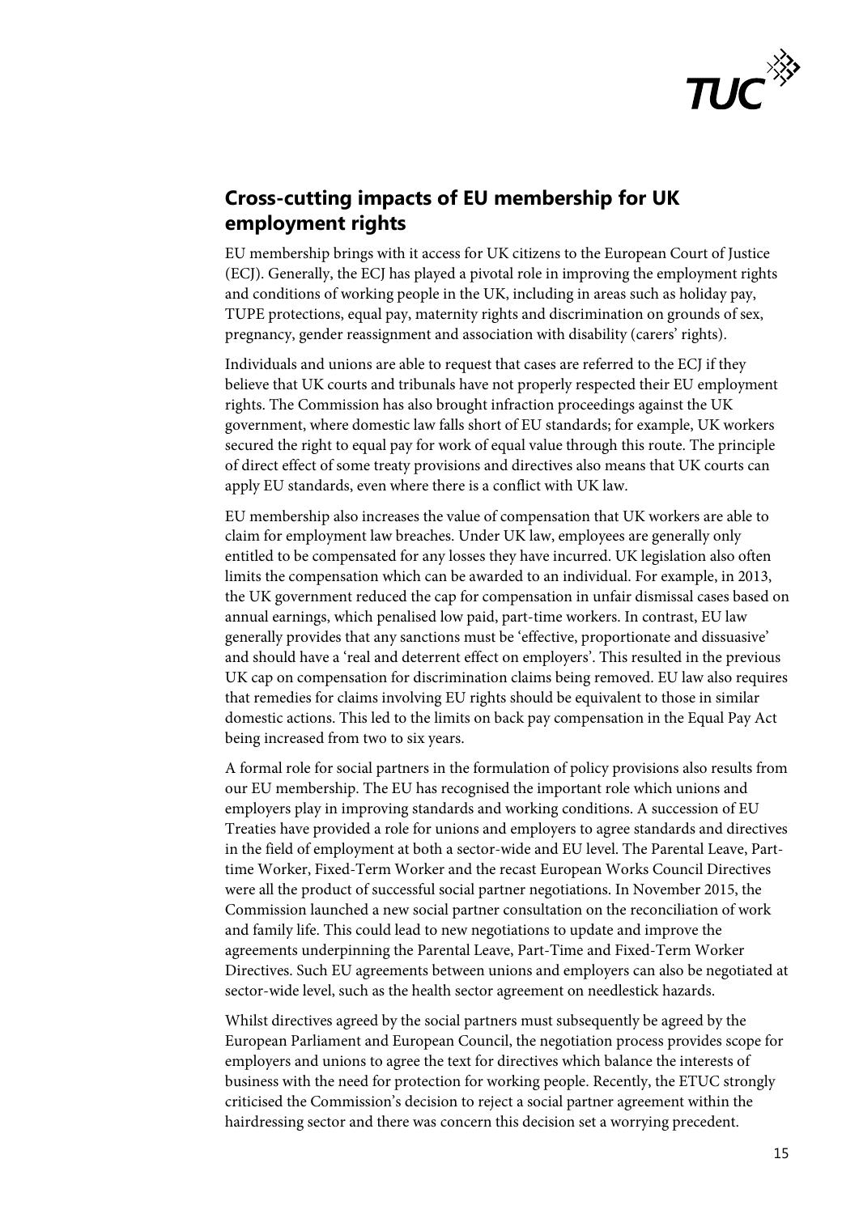## Cross-cutting impacts of EU membership for UK employment rights

EU membership brings with it access for UK citizens to the European Court of Justice (ECJ). Generally, the ECJ has played a pivotal role in improving the employment rights and conditions of working people in the UK, including in areas such as holiday pay, TUPE protections, equal pay, maternity rights and discrimination on grounds of sex, pregnancy, gender reassignment and association with disability (carers' rights).

Individuals and unions are able to request that cases are referred to the ECJ if they believe that UK courts and tribunals have not properly respected their EU employment rights. The Commission has also brought infraction proceedings against the UK government, where domestic law falls short of EU standards; for example, UK workers secured the right to equal pay for work of equal value through this route. The principle of direct effect of some treaty provisions and directives also means that UK courts can apply EU standards, even where there is a conflict with UK law.

EU membership also increases the value of compensation that UK workers are able to claim for employment law breaches. Under UK law, employees are generally only entitled to be compensated for any losses they have incurred. UK legislation also often limits the compensation which can be awarded to an individual. For example, in 2013, the UK government reduced the cap for compensation in unfair dismissal cases based on annual earnings, which penalised low paid, part-time workers. In contrast, EU law generally provides that any sanctions must be 'effective, proportionate and dissuasive' and should have a 'real and deterrent effect on employers'. This resulted in the previous UK cap on compensation for discrimination claims being removed. EU law also requires that remedies for claims involving EU rights should be equivalent to those in similar domestic actions. This led to the limits on back pay compensation in the Equal Pay Act being increased from two to six years.

A formal role for social partners in the formulation of policy provisions also results from our EU membership. The EU has recognised the important role which unions and employers play in improving standards and working conditions. A succession of EU Treaties have provided a role for unions and employers to agree standards and directives in the field of employment at both a sector-wide and EU level. The Parental Leave, Part-time Worker, Fixed-Term Worker and the recast European Works Council Directives were all the product of successful social partner negotiations. In November 2015, the Commission launched a new social partner consultation on the reconciliation of work and family life. This could lead to new negotiations to update and improve the agreements underpinning the Parental Leave, Part-Time and Fixed-Term Worker Directives. Such EU agreements between unions and employers can also be negotiated at sector-wide level, such as the health sector agreement on needlestick hazards.

Whilst directives agreed by the social partners must subsequently be agreed by the European Parliament and European Council, the negotiation process provides scope for employers and unions to agree the text for directives which balance the interests of business with the need for protection for working people. Recently, the ETUC strongly criticised the Commission's decision to reject a social partner agreement within the hairdressing sector and there was concern this decision set a worrying precedent.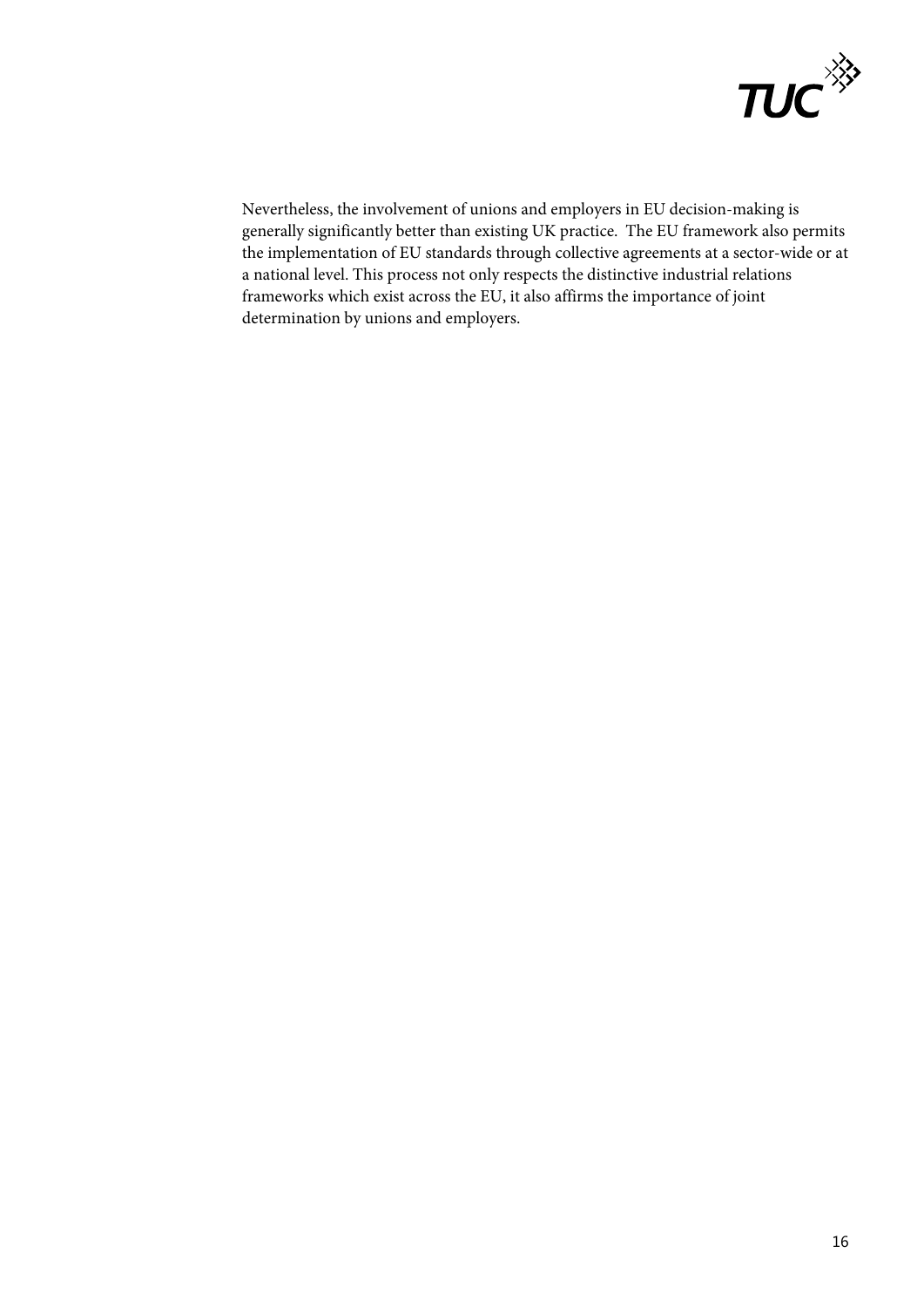Nevertheless, the involvement of unions and employers in EU decision-making is generally significantly better than existing UK practice. The EU framework also permits the implementation of EU standards through collective agreements at a sector-wide or at a national level. This process not only respects the distinctive industrial relations frameworks which exist across the EU, it also affirms the importance of joint determination by unions and employers.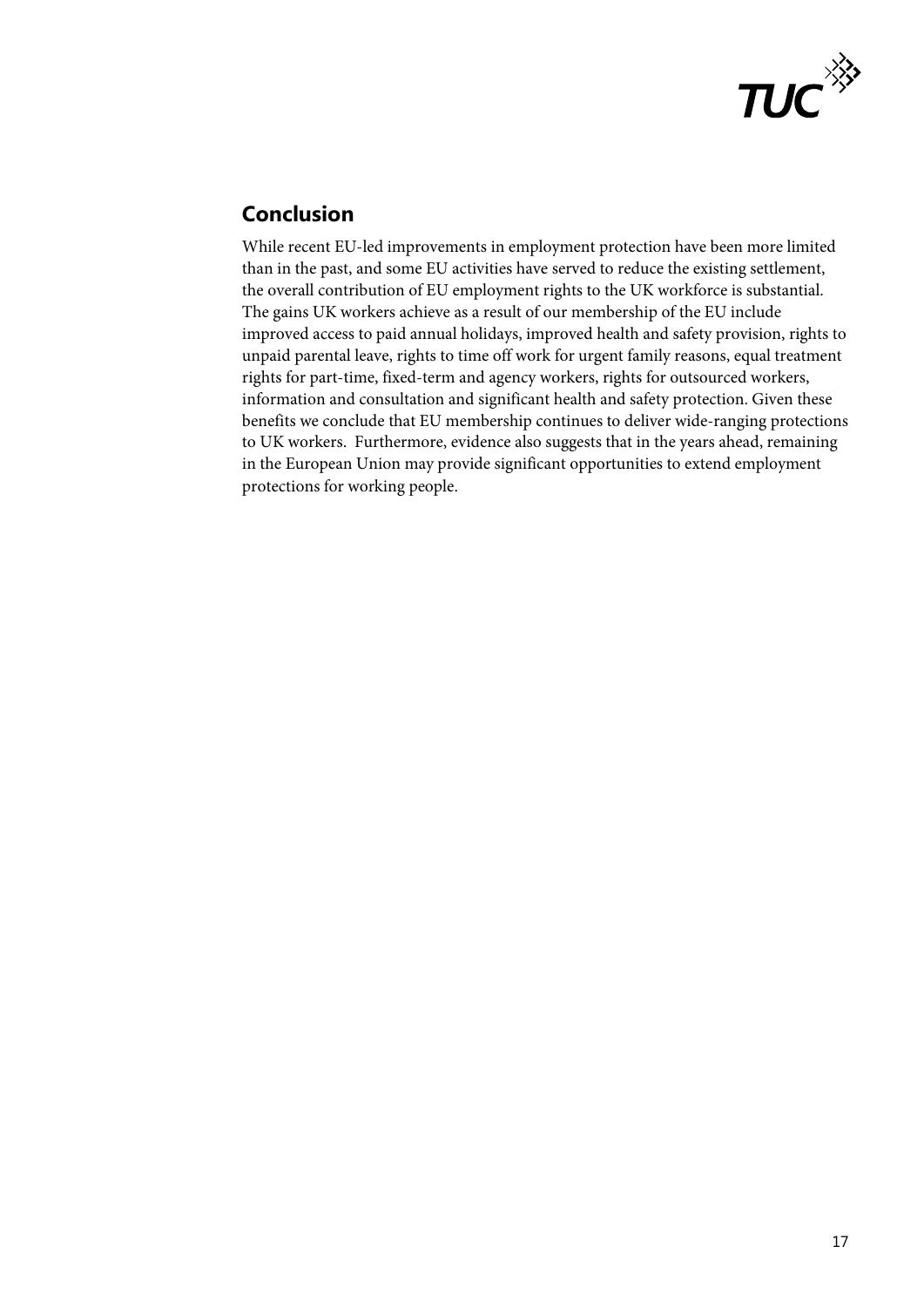## Conclusion

While recent EU-led improvements in employment protection have been more limited than in the past, and some EU activities have served to reduce the existing settlement, the overall contribution of EU employment rights to the UK workforce is substantial. The gains UK workers achieve as a result of our membership of the EU include improved access to paid annual holidays, improved health and safety provision, rights to unpaid parental leave, rights to time off work for urgent family reasons, equal treatment rights for part-time, fixed-term and agency workers, rights for outsourced workers, information and consultation and significant health and safety protection. Given these benefits we conclude that EU membership continues to deliver wide-ranging protections to UK workers. Furthermore, evidence also suggests that in the years ahead, remaining in the European Union may provide significant opportunities to extend employment protections for working people.